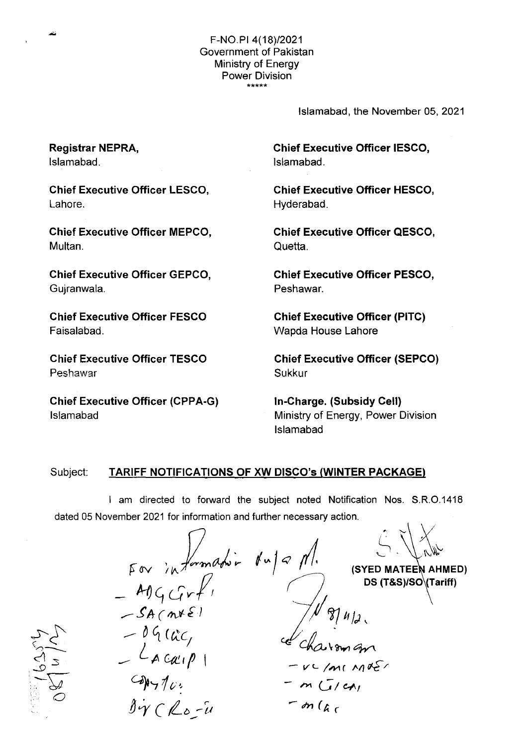F-NO.PI 4(18)/2021
Government of Pakistan
Ministry of Energy
Power Division
\*\*\*\*\*

Islamabad, the November 05, 2021

**Registrar NEPRA,**
Islamabad.

**Chief Executive Officer IESCO,**
Islamabad.

**Chief Executive Officer LESCO,**
Lahore.

**Chief Executive Officer HESCO,**
Hyderabad.

**Chief Executive Officer MEPCO,**
Multan.

**Chief Executive Officer QESCO,**
Quetta.

**Chief Executive Officer GEPCO,**
Gujranwala.

**Chief Executive Officer PESCO,**
Peshawar.

**Chief Executive Officer FESCO**
Faisalabad.

**Chief Executive Officer (PITC)**
Wapda House Lahore

**Chief Executive Officer TESCO**
Peshawar

**Chief Executive Officer (SEPCO)**
Sukkur

**Chief Executive Officer (CPPA-G)**
Islamabad

**In-Charge. (Subsidy Cell)**
Ministry of Energy, Power Division
Islamabad

Subject: **TARIFF NOTIFICATIONS OF XW DISCO's (WINTER PACKAGE)**

I am directed to forward the subject noted Notification Nos. S.R.O.1418 dated 05 November 2021 for information and further necessary action.

**(SYED MATEEN AHMED)**
**DS (T&S)/SO (Tariff)**

For information pl.
- ADG (Grt)
- SA (M&E)
- DG (LAC)
- LA (CAIP)

Copy to:
Dir (R&O-II)

cc Chairman
- VC/M (M&E)
- M (G/CA)
- M (LAC)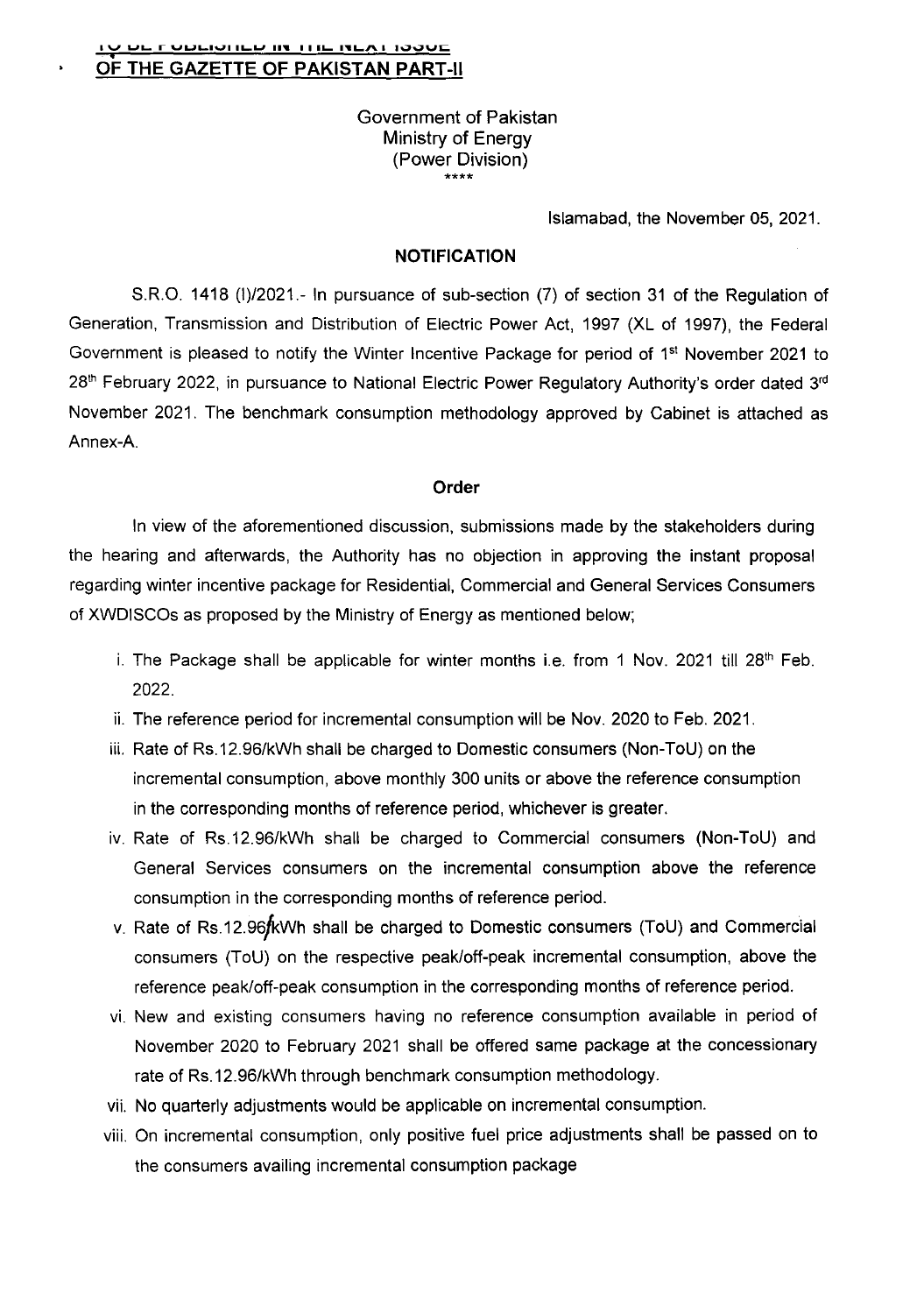**TO BE PUBLISHED IN THE NEXT ISSUE OF THE GAZETTE OF PAKISTAN PART-II**

Government of Pakistan
Ministry of Energy
(Power Division)
\*\*\*\*

Islamabad, the November 05, 2021.

## NOTIFICATION

S.R.O. 1418 (I)/2021.- In pursuance of sub-section (7) of section 31 of the Regulation of Generation, Transmission and Distribution of Electric Power Act, 1997 (XL of 1997), the Federal Government is pleased to notify the Winter Incentive Package for period of 1st November 2021 to 28th February 2022, in pursuance to National Electric Power Regulatory Authority's order dated 3rd November 2021. The benchmark consumption methodology approved by Cabinet is attached as Annex-A.

### Order

In view of the aforementioned discussion, submissions made by the stakeholders during the hearing and afterwards, the Authority has no objection in approving the instant proposal regarding winter incentive package for Residential, Commercial and General Services Consumers of XWDISCOs as proposed by the Ministry of Energy as mentioned below;

i. The Package shall be applicable for winter months i.e. from 1 Nov. 2021 till 28th Feb. 2022.

ii. The reference period for incremental consumption will be Nov. 2020 to Feb. 2021.

iii. Rate of Rs.12.96/kWh shall be charged to Domestic consumers (Non-ToU) on the incremental consumption, above monthly 300 units or above the reference consumption in the corresponding months of reference period, whichever is greater.

iv. Rate of Rs.12.96/kWh shall be charged to Commercial consumers (Non-ToU) and General Services consumers on the incremental consumption above the reference consumption in the corresponding months of reference period.

v. Rate of Rs.12.96/kWh shall be charged to Domestic consumers (ToU) and Commercial consumers (ToU) on the respective peak/off-peak incremental consumption, above the reference peak/off-peak consumption in the corresponding months of reference period.

vi. New and existing consumers having no reference consumption available in period of November 2020 to February 2021 shall be offered same package at the concessionary rate of Rs.12.96/kWh through benchmark consumption methodology.

vii. No quarterly adjustments would be applicable on incremental consumption.

viii. On incremental consumption, only positive fuel price adjustments shall be passed on to the consumers availing incremental consumption package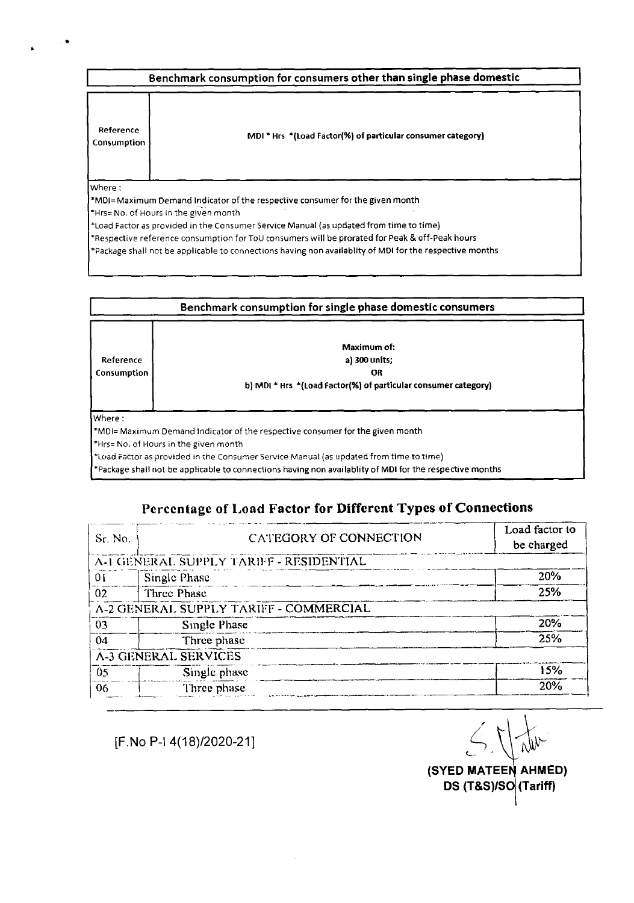## Benchmark consumption for consumers other than single phase domestic

| | |
|---|---|
| Reference Consumption | MDI * Hrs *(Load Factor(%) of particular consumer category) |

Where :

*MDI= Maximum Demand Indicator of the respective consumer for the given month

*Hrs= No. of Hours in the given month

*Load Factor as provided in the Consumer Service Manual (as updated from time to time)

*Respective reference consumption for ToU consumers will be prorated for Peak & off-Peak hours

*Package shall not be applicable to connections having non availablity of MDI for the respective months

## Benchmark consumption for single phase domestic consumers

| | |
|---|---|
| Reference Consumption | **Maximum of:**<br>**a) 300 units;**<br>**OR**<br>**b) MDI * Hrs *(Load Factor(%) of particular consumer category)** |

Where :

*MDI= Maximum Demand Indicator of the respective consumer for the given month

*Hrs= No. of Hours in the given month

*Load Factor as provided in the Consumer Service Manual (as updated from time to time)

*Package shall not be applicable to connections having non availablity of MDI for the respective months

## Percentage of Load Factor for Different Types of Connections

| Sr. No. | CATEGORY OF CONNECTION | Load factor to be charged |
|---|---|---|
| A-1 GENERAL SUPPLY TARIFF - RESIDENTIAL | | |
| 01 | Single Phase | 20% |
| 02 | Three Phase | 25% |
| A-2 GENERAL SUPPLY TARIFF - COMMERCIAL | | |
| 03 | Single Phase | 20% |
| 04 | Three phase | 25% |
| A-3 GENERAL SERVICES | | |
| 05 | Single phase | 15% |
| 06 | Three phase | 20% |

[F.No P-I 4(18)/2020-21]

**(SYED MATEEN AHMED)**
**DS (T&S)/SO (Tariff)**